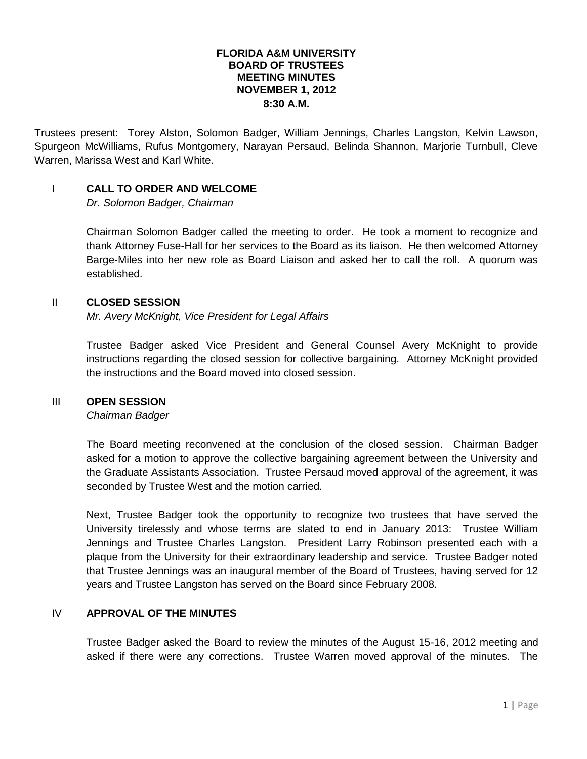# FLORIDA A&M UNIVERSITY
## BOARD OF TRUSTEES
## MEETING MINUTES
## NOVEMBER 1, 2012
## 8:30 A.M.

Trustees present: Torey Alston, Solomon Badger, William Jennings, Charles Langston, Kelvin Lawson, Spurgeon McWilliams, Rufus Montgomery, Narayan Persaud, Belinda Shannon, Marjorie Turnbull, Cleve Warren, Marissa West and Karl White.

## I CALL TO ORDER AND WELCOME

*Dr. Solomon Badger, Chairman*

Chairman Solomon Badger called the meeting to order. He took a moment to recognize and thank Attorney Fuse-Hall for her services to the Board as its liaison. He then welcomed Attorney Barge-Miles into her new role as Board Liaison and asked her to call the roll. A quorum was established.

## II CLOSED SESSION

*Mr. Avery McKnight, Vice President for Legal Affairs*

Trustee Badger asked Vice President and General Counsel Avery McKnight to provide instructions regarding the closed session for collective bargaining. Attorney McKnight provided the instructions and the Board moved into closed session.

## III OPEN SESSION

*Chairman Badger*

The Board meeting reconvened at the conclusion of the closed session. Chairman Badger asked for a motion to approve the collective bargaining agreement between the University and the Graduate Assistants Association. Trustee Persaud moved approval of the agreement, it was seconded by Trustee West and the motion carried.

Next, Trustee Badger took the opportunity to recognize two trustees that have served the University tirelessly and whose terms are slated to end in January 2013: Trustee William Jennings and Trustee Charles Langston. President Larry Robinson presented each with a plaque from the University for their extraordinary leadership and service. Trustee Badger noted that Trustee Jennings was an inaugural member of the Board of Trustees, having served for 12 years and Trustee Langston has served on the Board since February 2008.

## IV APPROVAL OF THE MINUTES

Trustee Badger asked the Board to review the minutes of the August 15-16, 2012 meeting and asked if there were any corrections. Trustee Warren moved approval of the minutes. The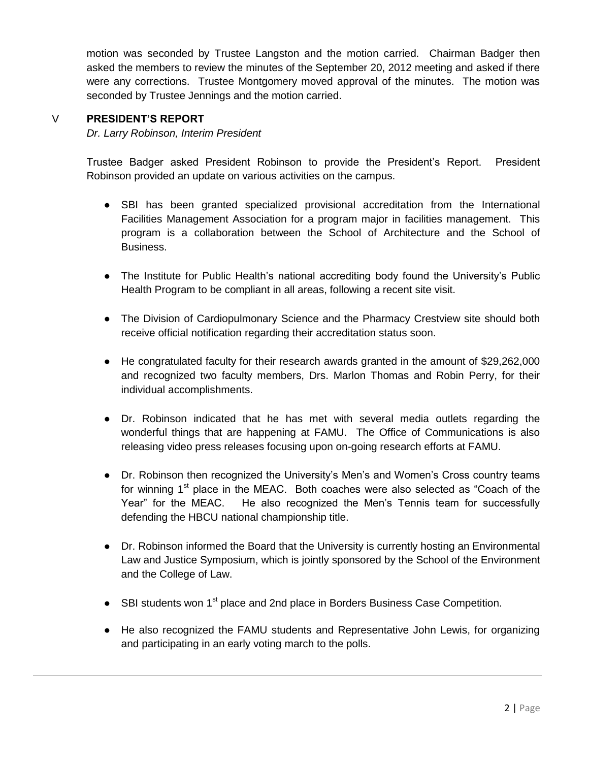motion was seconded by Trustee Langston and the motion carried. Chairman Badger then asked the members to review the minutes of the September 20, 2012 meeting and asked if there were any corrections. Trustee Montgomery moved approval of the minutes. The motion was seconded by Trustee Jennings and the motion carried.

## V PRESIDENT'S REPORT

*Dr. Larry Robinson, Interim President*

Trustee Badger asked President Robinson to provide the President's Report. President Robinson provided an update on various activities on the campus.

- SBI has been granted specialized provisional accreditation from the International Facilities Management Association for a program major in facilities management. This program is a collaboration between the School of Architecture and the School of Business.

- The Institute for Public Health's national accrediting body found the University's Public Health Program to be compliant in all areas, following a recent site visit.

- The Division of Cardiopulmonary Science and the Pharmacy Crestview site should both receive official notification regarding their accreditation status soon.

- He congratulated faculty for their research awards granted in the amount of $29,262,000 and recognized two faculty members, Drs. Marlon Thomas and Robin Perry, for their individual accomplishments.

- Dr. Robinson indicated that he has met with several media outlets regarding the wonderful things that are happening at FAMU. The Office of Communications is also releasing video press releases focusing upon on-going research efforts at FAMU.

- Dr. Robinson then recognized the University's Men's and Women's Cross country teams for winning 1st place in the MEAC. Both coaches were also selected as "Coach of the Year" for the MEAC. He also recognized the Men's Tennis team for successfully defending the HBCU national championship title.

- Dr. Robinson informed the Board that the University is currently hosting an Environmental Law and Justice Symposium, which is jointly sponsored by the School of the Environment and the College of Law.

- SBI students won 1st place and 2nd place in Borders Business Case Competition.

- He also recognized the FAMU students and Representative John Lewis, for organizing and participating in an early voting march to the polls.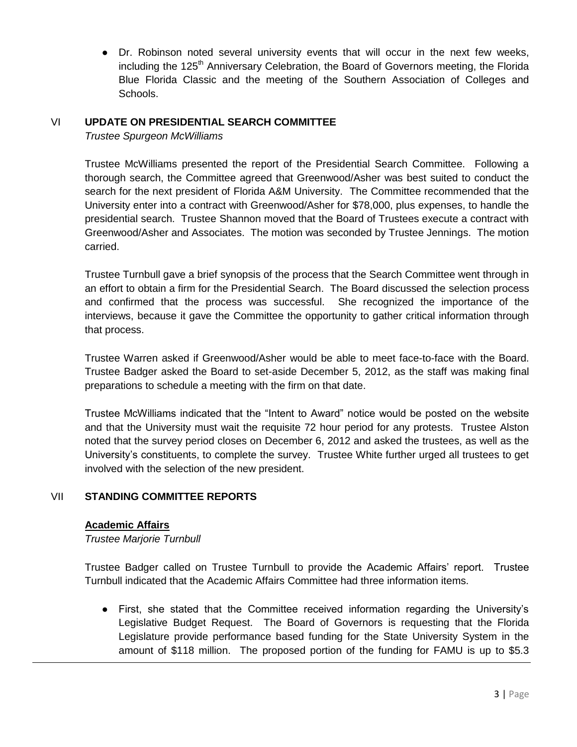- Dr. Robinson noted several university events that will occur in the next few weeks, including the 125th Anniversary Celebration, the Board of Governors meeting, the Florida Blue Florida Classic and the meeting of the Southern Association of Colleges and Schools.

## VI UPDATE ON PRESIDENTIAL SEARCH COMMITTEE

*Trustee Spurgeon McWilliams*

Trustee McWilliams presented the report of the Presidential Search Committee. Following a thorough search, the Committee agreed that Greenwood/Asher was best suited to conduct the search for the next president of Florida A&M University. The Committee recommended that the University enter into a contract with Greenwood/Asher for $78,000, plus expenses, to handle the presidential search. Trustee Shannon moved that the Board of Trustees execute a contract with Greenwood/Asher and Associates. The motion was seconded by Trustee Jennings. The motion carried.

Trustee Turnbull gave a brief synopsis of the process that the Search Committee went through in an effort to obtain a firm for the Presidential Search. The Board discussed the selection process and confirmed that the process was successful. She recognized the importance of the interviews, because it gave the Committee the opportunity to gather critical information through that process.

Trustee Warren asked if Greenwood/Asher would be able to meet face-to-face with the Board. Trustee Badger asked the Board to set-aside December 5, 2012, as the staff was making final preparations to schedule a meeting with the firm on that date.

Trustee McWilliams indicated that the "Intent to Award" notice would be posted on the website and that the University must wait the requisite 72 hour period for any protests. Trustee Alston noted that the survey period closes on December 6, 2012 and asked the trustees, as well as the University's constituents, to complete the survey. Trustee White further urged all trustees to get involved with the selection of the new president.

## VII STANDING COMMITTEE REPORTS

### Academic Affairs

*Trustee Marjorie Turnbull*

Trustee Badger called on Trustee Turnbull to provide the Academic Affairs' report. Trustee Turnbull indicated that the Academic Affairs Committee had three information items.

- First, she stated that the Committee received information regarding the University's Legislative Budget Request. The Board of Governors is requesting that the Florida Legislature provide performance based funding for the State University System in the amount of $118 million. The proposed portion of the funding for FAMU is up to $5.3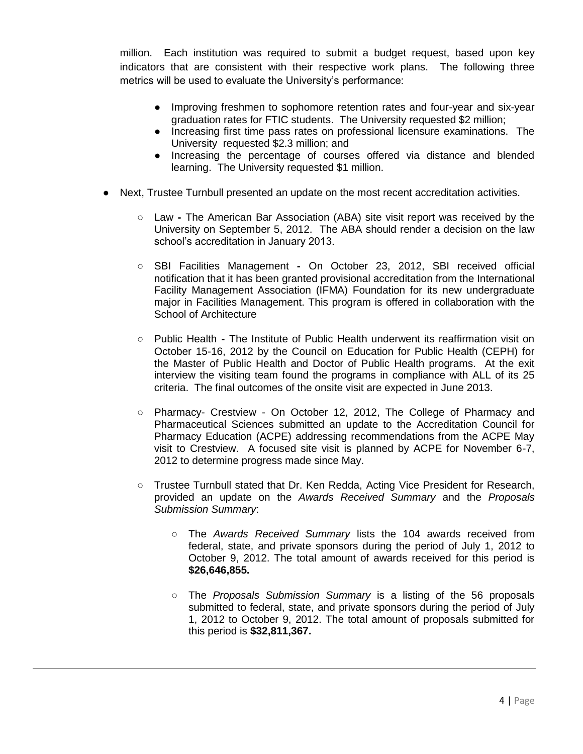million. Each institution was required to submit a budget request, based upon key indicators that are consistent with their respective work plans. The following three metrics will be used to evaluate the University's performance:

- Improving freshmen to sophomore retention rates and four-year and six-year graduation rates for FTIC students. The University requested $2 million;
- Increasing first time pass rates on professional licensure examinations. The University requested $2.3 million; and
- Increasing the percentage of courses offered via distance and blended learning. The University requested $1 million.

- Next, Trustee Turnbull presented an update on the most recent accreditation activities.
  - Law **-** The American Bar Association (ABA) site visit report was received by the University on September 5, 2012. The ABA should render a decision on the law school's accreditation in January 2013.
  - SBI Facilities Management **-** On October 23, 2012, SBI received official notification that it has been granted provisional accreditation from the International Facility Management Association (IFMA) Foundation for its new undergraduate major in Facilities Management. This program is offered in collaboration with the School of Architecture
  - Public Health **-** The Institute of Public Health underwent its reaffirmation visit on October 15-16, 2012 by the Council on Education for Public Health (CEPH) for the Master of Public Health and Doctor of Public Health programs. At the exit interview the visiting team found the programs in compliance with ALL of its 25 criteria. The final outcomes of the onsite visit are expected in June 2013.
  - Pharmacy- Crestview - On October 12, 2012, The College of Pharmacy and Pharmaceutical Sciences submitted an update to the Accreditation Council for Pharmacy Education (ACPE) addressing recommendations from the ACPE May visit to Crestview. A focused site visit is planned by ACPE for November 6-7, 2012 to determine progress made since May.
  - Trustee Turnbull stated that Dr. Ken Redda, Acting Vice President for Research, provided an update on the *Awards Received Summary* and the *Proposals Submission Summary*:
    - The *Awards Received Summary* lists the 104 awards received from federal, state, and private sponsors during the period of July 1, 2012 to October 9, 2012. The total amount of awards received for this period is **$26,646,855.**
    - The *Proposals Submission Summary* is a listing of the 56 proposals submitted to federal, state, and private sponsors during the period of July 1, 2012 to October 9, 2012. The total amount of proposals submitted for this period is **$32,811,367.**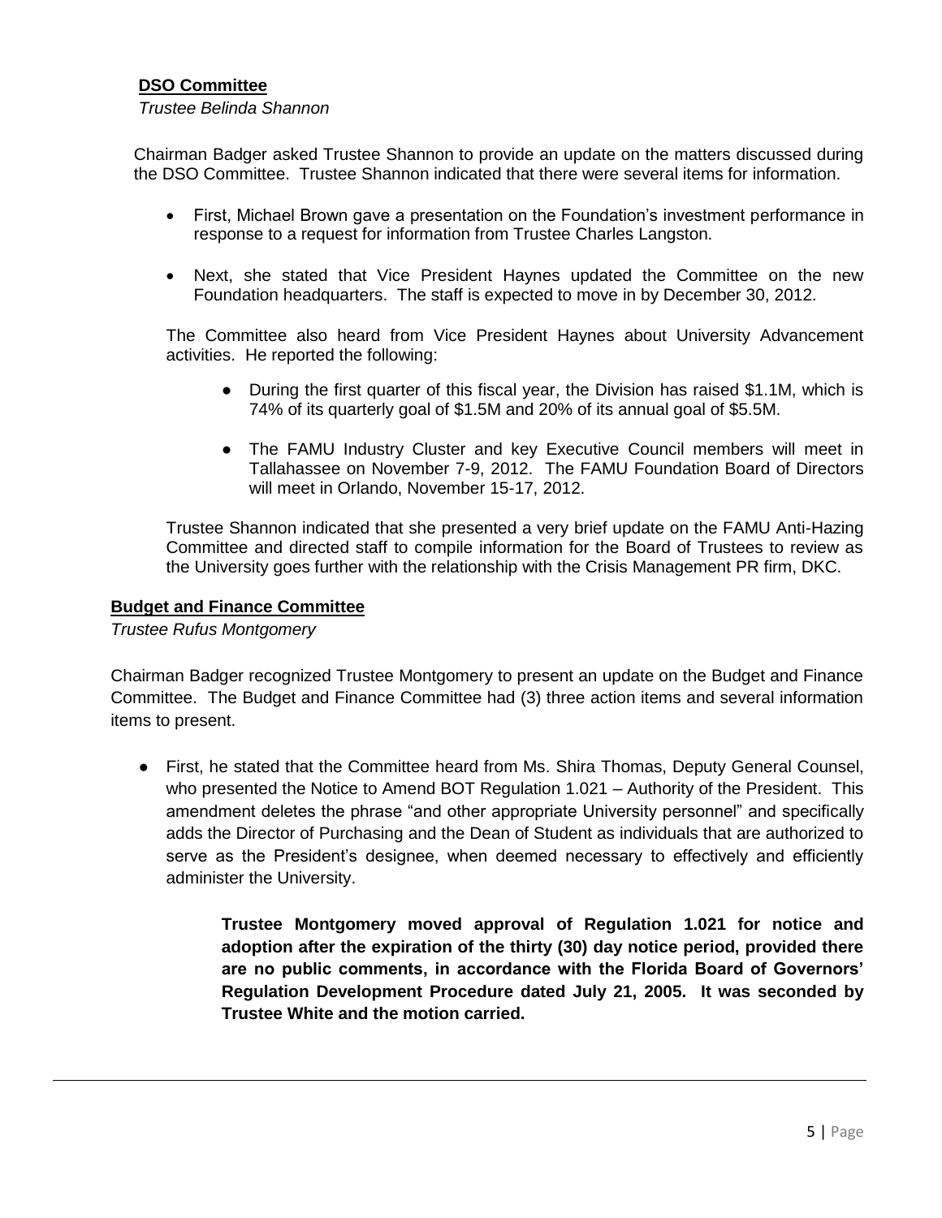**DSO Committee**

*Trustee Belinda Shannon*

Chairman Badger asked Trustee Shannon to provide an update on the matters discussed during the DSO Committee. Trustee Shannon indicated that there were several items for information.

- First, Michael Brown gave a presentation on the Foundation's investment performance in response to a request for information from Trustee Charles Langston.
- Next, she stated that Vice President Haynes updated the Committee on the new Foundation headquarters. The staff is expected to move in by December 30, 2012.

The Committee also heard from Vice President Haynes about University Advancement activities. He reported the following:

- During the first quarter of this fiscal year, the Division has raised $1.1M, which is 74% of its quarterly goal of $1.5M and 20% of its annual goal of $5.5M.
- The FAMU Industry Cluster and key Executive Council members will meet in Tallahassee on November 7-9, 2012. The FAMU Foundation Board of Directors will meet in Orlando, November 15-17, 2012.

Trustee Shannon indicated that she presented a very brief update on the FAMU Anti-Hazing Committee and directed staff to compile information for the Board of Trustees to review as the University goes further with the relationship with the Crisis Management PR firm, DKC.

**Budget and Finance Committee**

*Trustee Rufus Montgomery*

Chairman Badger recognized Trustee Montgomery to present an update on the Budget and Finance Committee. The Budget and Finance Committee had (3) three action items and several information items to present.

- First, he stated that the Committee heard from Ms. Shira Thomas, Deputy General Counsel, who presented the Notice to Amend BOT Regulation 1.021 – Authority of the President. This amendment deletes the phrase "and other appropriate University personnel" and specifically adds the Director of Purchasing and the Dean of Student as individuals that are authorized to serve as the President's designee, when deemed necessary to effectively and efficiently administer the University.

> **Trustee Montgomery moved approval of Regulation 1.021 for notice and adoption after the expiration of the thirty (30) day notice period, provided there are no public comments, in accordance with the Florida Board of Governors' Regulation Development Procedure dated July 21, 2005. It was seconded by Trustee White and the motion carried.**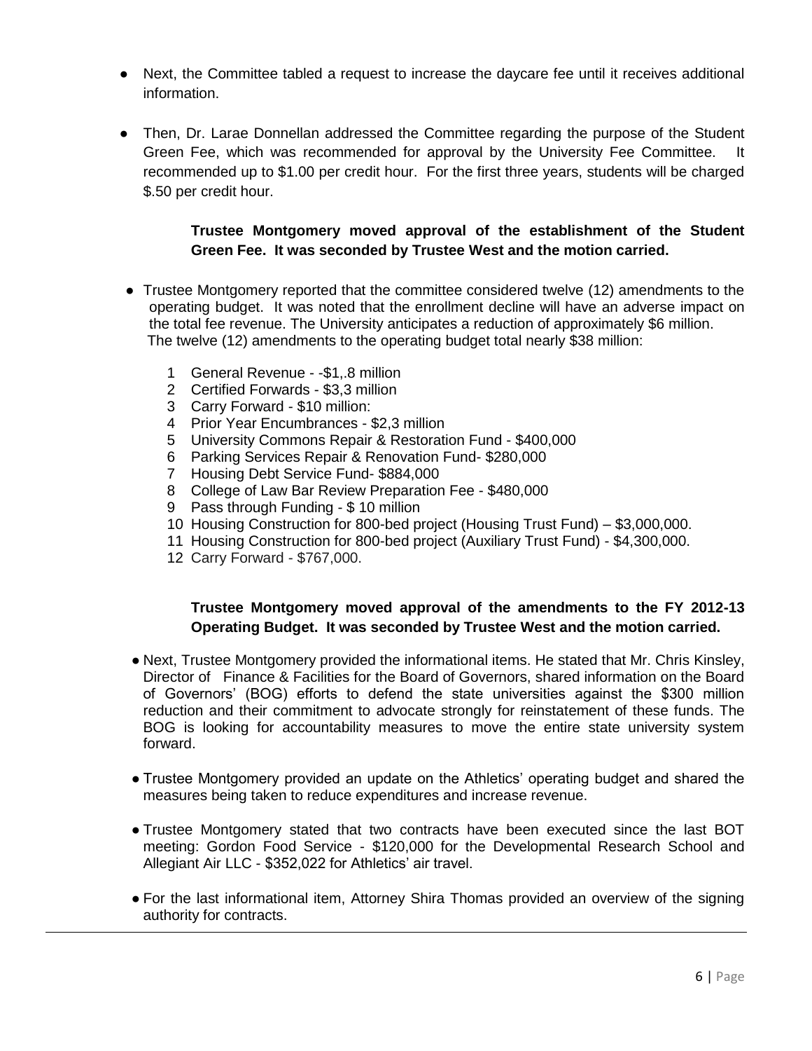- Next, the Committee tabled a request to increase the daycare fee until it receives additional information.

- Then, Dr. Larae Donnellan addressed the Committee regarding the purpose of the Student Green Fee, which was recommended for approval by the University Fee Committee. It recommended up to $1.00 per credit hour. For the first three years, students will be charged $.50 per credit hour.

  **Trustee Montgomery moved approval of the establishment of the Student Green Fee. It was seconded by Trustee West and the motion carried.**

- Trustee Montgomery reported that the committee considered twelve (12) amendments to the operating budget. It was noted that the enrollment decline will have an adverse impact on the total fee revenue. The University anticipates a reduction of approximately $6 million. The twelve (12) amendments to the operating budget total nearly $38 million:

  1. General Revenue - -$1,.8 million
  2. Certified Forwards - $3,3 million
  3. Carry Forward - $10 million:
  4. Prior Year Encumbrances - $2,3 million
  5. University Commons Repair & Restoration Fund - $400,000
  6. Parking Services Repair & Renovation Fund- $280,000
  7. Housing Debt Service Fund- $884,000
  8. College of Law Bar Review Preparation Fee - $480,000
  9. Pass through Funding - $ 10 million
  10. Housing Construction for 800-bed project (Housing Trust Fund) – $3,000,000.
  11. Housing Construction for 800-bed project (Auxiliary Trust Fund) - $4,300,000.
  12. Carry Forward - $767,000.

  **Trustee Montgomery moved approval of the amendments to the FY 2012-13 Operating Budget. It was seconded by Trustee West and the motion carried.**

- Next, Trustee Montgomery provided the informational items. He stated that Mr. Chris Kinsley, Director of Finance & Facilities for the Board of Governors, shared information on the Board of Governors' (BOG) efforts to defend the state universities against the $300 million reduction and their commitment to advocate strongly for reinstatement of these funds. The BOG is looking for accountability measures to move the entire state university system forward.

- Trustee Montgomery provided an update on the Athletics' operating budget and shared the measures being taken to reduce expenditures and increase revenue.

- Trustee Montgomery stated that two contracts have been executed since the last BOT meeting: Gordon Food Service - $120,000 for the Developmental Research School and Allegiant Air LLC - $352,022 for Athletics' air travel.

- For the last informational item, Attorney Shira Thomas provided an overview of the signing authority for contracts.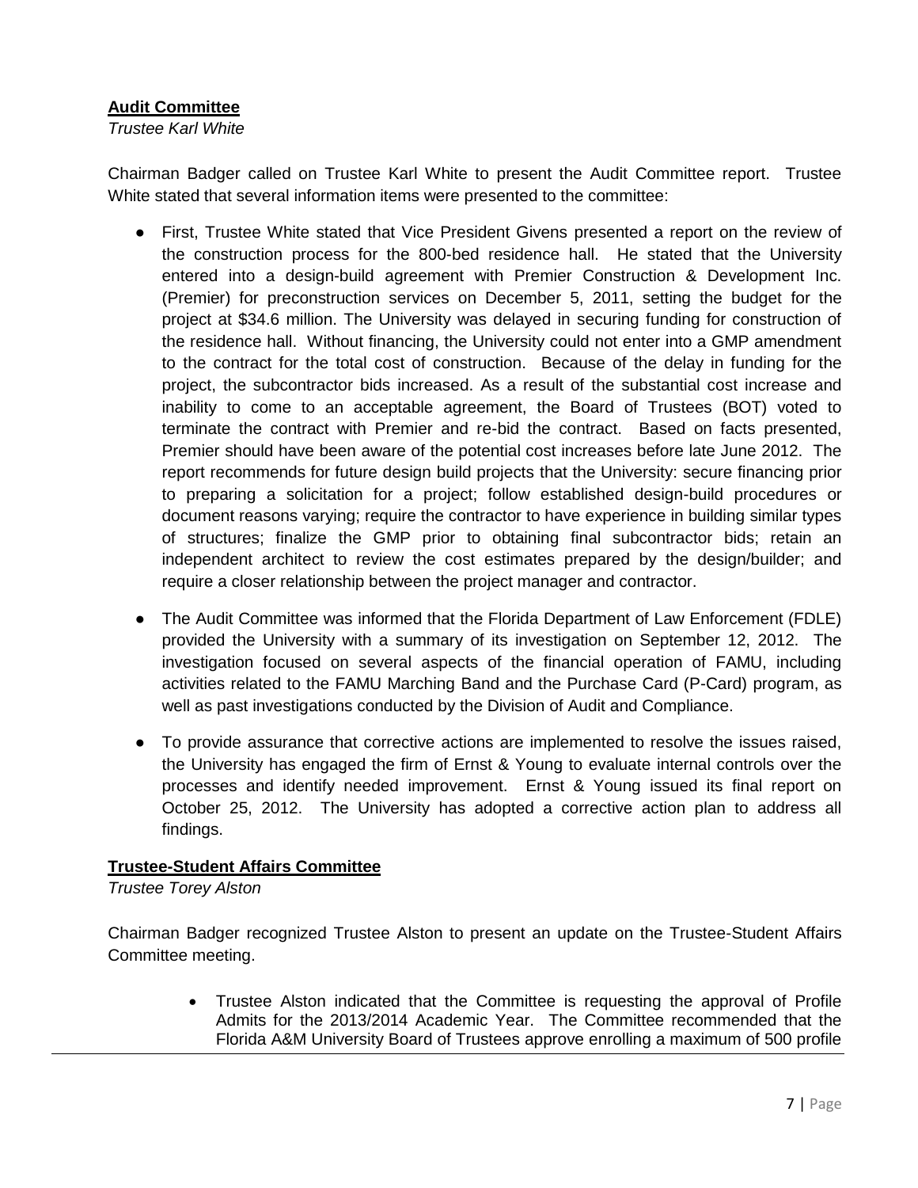**Audit Committee**

*Trustee Karl White*

Chairman Badger called on Trustee Karl White to present the Audit Committee report. Trustee White stated that several information items were presented to the committee:

- First, Trustee White stated that Vice President Givens presented a report on the review of the construction process for the 800-bed residence hall. He stated that the University entered into a design-build agreement with Premier Construction & Development Inc. (Premier) for preconstruction services on December 5, 2011, setting the budget for the project at $34.6 million. The University was delayed in securing funding for construction of the residence hall. Without financing, the University could not enter into a GMP amendment to the contract for the total cost of construction. Because of the delay in funding for the project, the subcontractor bids increased. As a result of the substantial cost increase and inability to come to an acceptable agreement, the Board of Trustees (BOT) voted to terminate the contract with Premier and re-bid the contract. Based on facts presented, Premier should have been aware of the potential cost increases before late June 2012. The report recommends for future design build projects that the University: secure financing prior to preparing a solicitation for a project; follow established design-build procedures or document reasons varying; require the contractor to have experience in building similar types of structures; finalize the GMP prior to obtaining final subcontractor bids; retain an independent architect to review the cost estimates prepared by the design/builder; and require a closer relationship between the project manager and contractor.

- The Audit Committee was informed that the Florida Department of Law Enforcement (FDLE) provided the University with a summary of its investigation on September 12, 2012. The investigation focused on several aspects of the financial operation of FAMU, including activities related to the FAMU Marching Band and the Purchase Card (P-Card) program, as well as past investigations conducted by the Division of Audit and Compliance.

- To provide assurance that corrective actions are implemented to resolve the issues raised, the University has engaged the firm of Ernst & Young to evaluate internal controls over the processes and identify needed improvement. Ernst & Young issued its final report on October 25, 2012. The University has adopted a corrective action plan to address all findings.

**Trustee-Student Affairs Committee**

*Trustee Torey Alston*

Chairman Badger recognized Trustee Alston to present an update on the Trustee-Student Affairs Committee meeting.

- Trustee Alston indicated that the Committee is requesting the approval of Profile Admits for the 2013/2014 Academic Year. The Committee recommended that the Florida A&M University Board of Trustees approve enrolling a maximum of 500 profile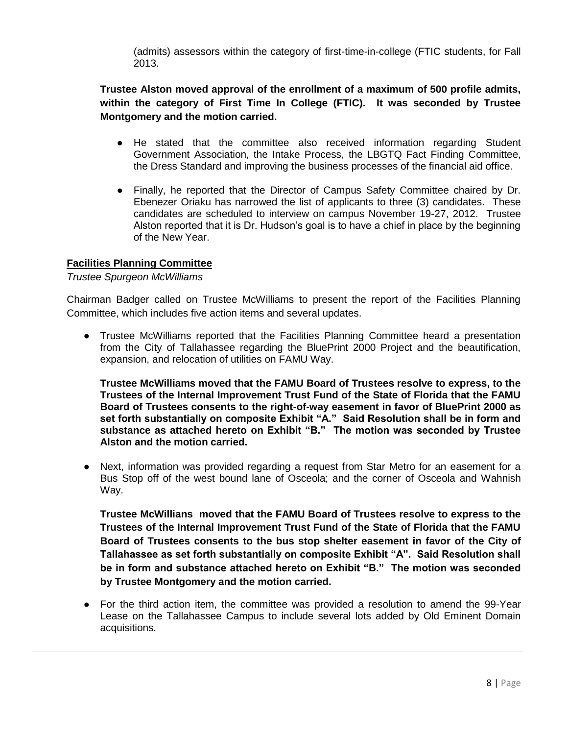(admits) assessors within the category of first-time-in-college (FTIC students, for Fall 2013.

**Trustee Alston moved approval of the enrollment of a maximum of 500 profile admits, within the category of First Time In College (FTIC). It was seconded by Trustee Montgomery and the motion carried.**

- He stated that the committee also received information regarding Student Government Association, the Intake Process, the LBGTQ Fact Finding Committee, the Dress Standard and improving the business processes of the financial aid office.
- Finally, he reported that the Director of Campus Safety Committee chaired by Dr. Ebenezer Oriaku has narrowed the list of applicants to three (3) candidates. These candidates are scheduled to interview on campus November 19-27, 2012. Trustee Alston reported that it is Dr. Hudson's goal is to have a chief in place by the beginning of the New Year.

**Facilities Planning Committee**

*Trustee Spurgeon McWilliams*

Chairman Badger called on Trustee McWilliams to present the report of the Facilities Planning Committee, which includes five action items and several updates.

- Trustee McWilliams reported that the Facilities Planning Committee heard a presentation from the City of Tallahassee regarding the BluePrint 2000 Project and the beautification, expansion, and relocation of utilities on FAMU Way.

  **Trustee McWilliams moved that the FAMU Board of Trustees resolve to express, to the Trustees of the Internal Improvement Trust Fund of the State of Florida that the FAMU Board of Trustees consents to the right-of-way easement in favor of BluePrint 2000 as set forth substantially on composite Exhibit "A." Said Resolution shall be in form and substance as attached hereto on Exhibit "B." The motion was seconded by Trustee Alston and the motion carried.**

- Next, information was provided regarding a request from Star Metro for an easement for a Bus Stop off of the west bound lane of Osceola; and the corner of Osceola and Wahnish Way.

  **Trustee McWillians moved that the FAMU Board of Trustees resolve to express to the Trustees of the Internal Improvement Trust Fund of the State of Florida that the FAMU Board of Trustees consents to the bus stop shelter easement in favor of the City of Tallahassee as set forth substantially on composite Exhibit "A". Said Resolution shall be in form and substance attached hereto on Exhibit "B." The motion was seconded by Trustee Montgomery and the motion carried.**

- For the third action item, the committee was provided a resolution to amend the 99-Year Lease on the Tallahassee Campus to include several lots added by Old Eminent Domain acquisitions.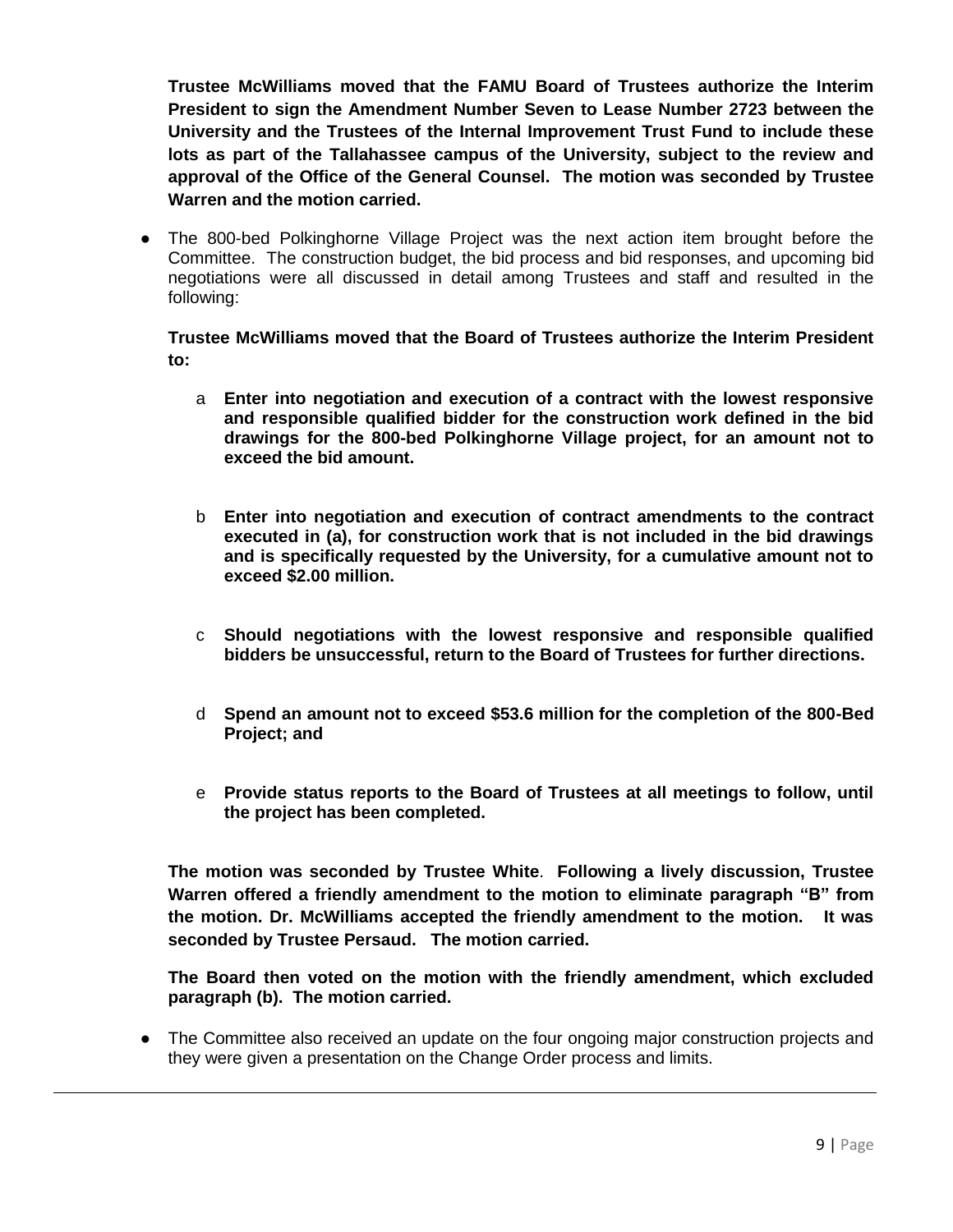**Trustee McWilliams moved that the FAMU Board of Trustees authorize the Interim President to sign the Amendment Number Seven to Lease Number 2723 between the University and the Trustees of the Internal Improvement Trust Fund to include these lots as part of the Tallahassee campus of the University, subject to the review and approval of the Office of the General Counsel. The motion was seconded by Trustee Warren and the motion carried.**

- The 800-bed Polkinghorne Village Project was the next action item brought before the Committee. The construction budget, the bid process and bid responses, and upcoming bid negotiations were all discussed in detail among Trustees and staff and resulted in the following:

  **Trustee McWilliams moved that the Board of Trustees authorize the Interim President to:**

  a **Enter into negotiation and execution of a contract with the lowest responsive and responsible qualified bidder for the construction work defined in the bid drawings for the 800-bed Polkinghorne Village project, for an amount not to exceed the bid amount.**

  b **Enter into negotiation and execution of contract amendments to the contract executed in (a), for construction work that is not included in the bid drawings and is specifically requested by the University, for a cumulative amount not to exceed $2.00 million.**

  c **Should negotiations with the lowest responsive and responsible qualified bidders be unsuccessful, return to the Board of Trustees for further directions.**

  d **Spend an amount not to exceed $53.6 million for the completion of the 800-Bed Project; and**

  e **Provide status reports to the Board of Trustees at all meetings to follow, until the project has been completed.**

  **The motion was seconded by Trustee White. Following a lively discussion, Trustee Warren offered a friendly amendment to the motion to eliminate paragraph "B" from the motion. Dr. McWilliams accepted the friendly amendment to the motion. It was seconded by Trustee Persaud. The motion carried.**

  **The Board then voted on the motion with the friendly amendment, which excluded paragraph (b). The motion carried.**

- The Committee also received an update on the four ongoing major construction projects and they were given a presentation on the Change Order process and limits.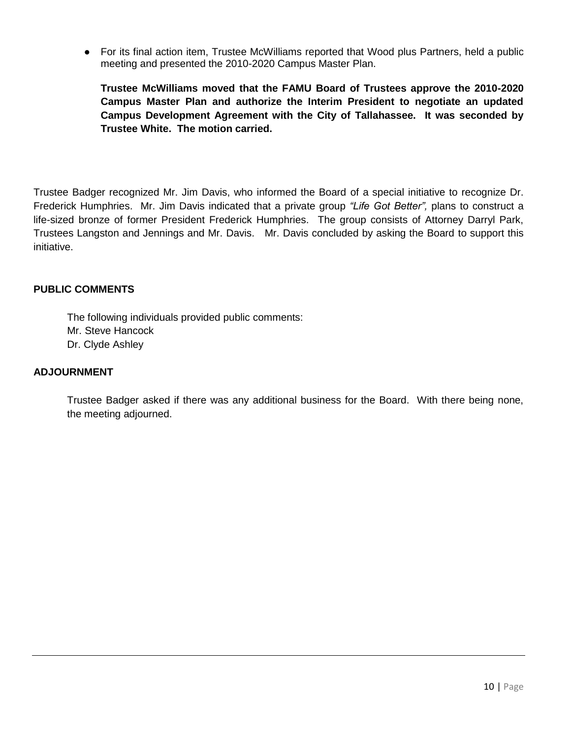- For its final action item, Trustee McWilliams reported that Wood plus Partners, held a public meeting and presented the 2010-2020 Campus Master Plan.

  **Trustee McWilliams moved that the FAMU Board of Trustees approve the 2010-2020 Campus Master Plan and authorize the Interim President to negotiate an updated Campus Development Agreement with the City of Tallahassee. It was seconded by Trustee White. The motion carried.**

Trustee Badger recognized Mr. Jim Davis, who informed the Board of a special initiative to recognize Dr. Frederick Humphries. Mr. Jim Davis indicated that a private group *"Life Got Better",* plans to construct a life-sized bronze of former President Frederick Humphries. The group consists of Attorney Darryl Park, Trustees Langston and Jennings and Mr. Davis. Mr. Davis concluded by asking the Board to support this initiative.

**PUBLIC COMMENTS**

The following individuals provided public comments:
Mr. Steve Hancock
Dr. Clyde Ashley

**ADJOURNMENT**

Trustee Badger asked if there was any additional business for the Board. With there being none, the meeting adjourned.